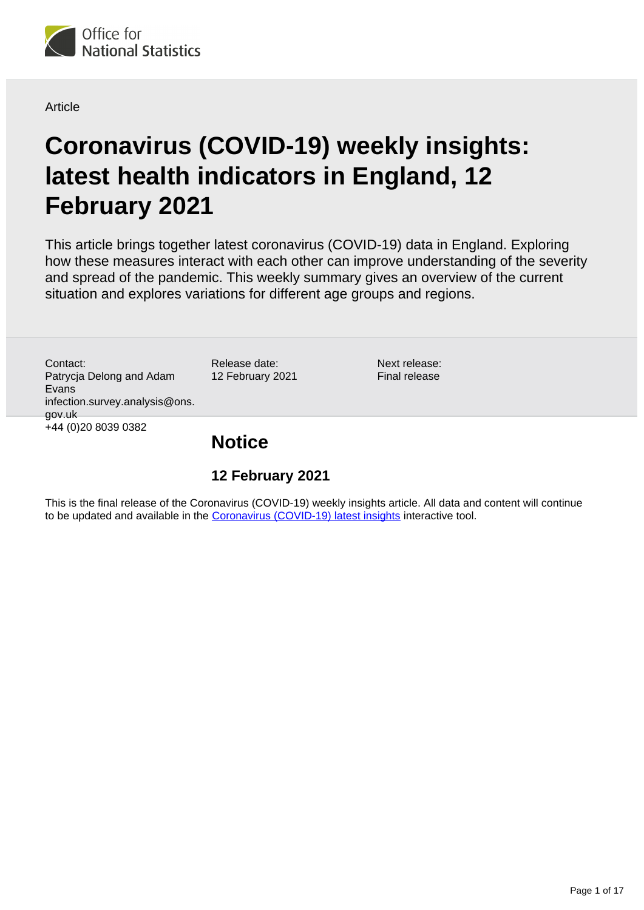Office for National Statistics

Article

# Coronavirus (COVID-19) weekly insights: latest health indicators in England, 12 February 2021

This article brings together latest coronavirus (COVID-19) data in England. Exploring how these measures interact with each other can improve understanding of the severity and spread of the pandemic. This weekly summary gives an overview of the current situation and explores variations for different age groups and regions.

Contact:
Patrycja Delong and Adam Evans
infection.survey.analysis@ons.gov.uk
+44 (0)20 8039 0382

Release date:
12 February 2021

Next release:
Final release

## Notice

### 12 February 2021

This is the final release of the Coronavirus (COVID-19) weekly insights article. All data and content will continue to be updated and available in the [Coronavirus (COVID-19) latest insights](#) interactive tool.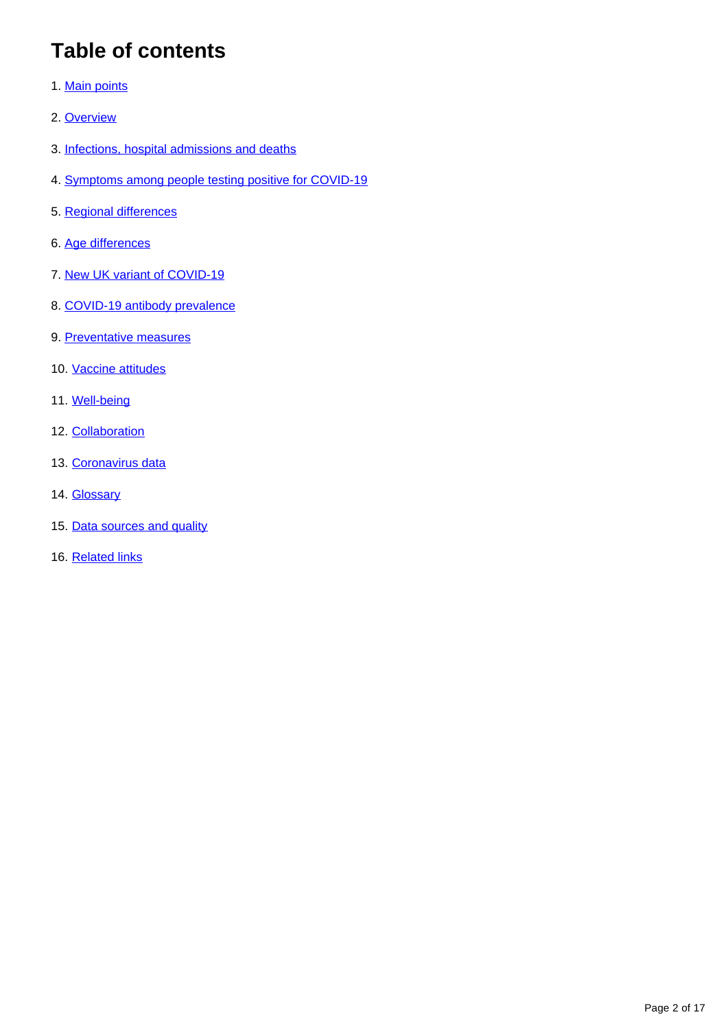## Table of contents

1. Main points
2. Overview
3. Infections, hospital admissions and deaths
4. Symptoms among people testing positive for COVID-19
5. Regional differences
6. Age differences
7. New UK variant of COVID-19
8. COVID-19 antibody prevalence
9. Preventative measures
10. Vaccine attitudes
11. Well-being
12. Collaboration
13. Coronavirus data
14. Glossary
15. Data sources and quality
16. Related links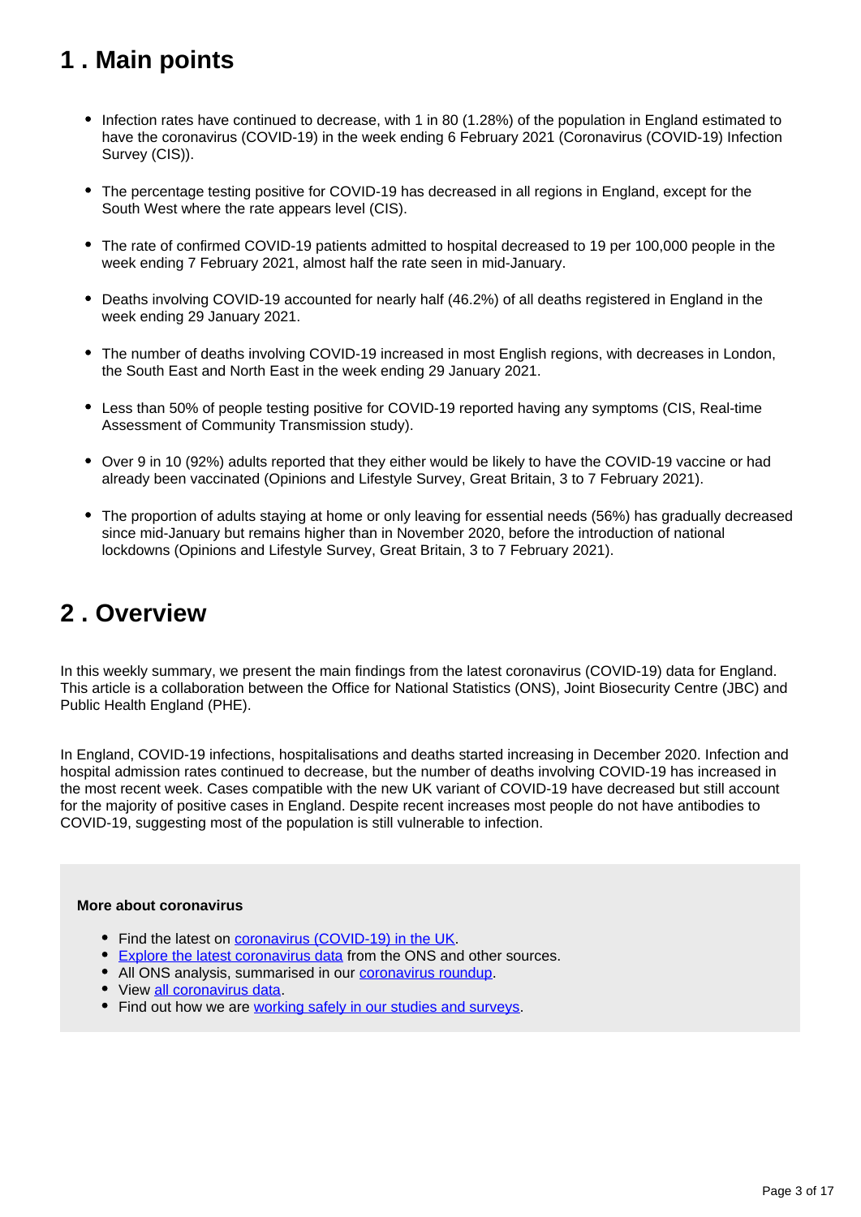## 1 . Main points

- Infection rates have continued to decrease, with 1 in 80 (1.28%) of the population in England estimated to have the coronavirus (COVID-19) in the week ending 6 February 2021 (Coronavirus (COVID-19) Infection Survey (CIS)).
- The percentage testing positive for COVID-19 has decreased in all regions in England, except for the South West where the rate appears level (CIS).
- The rate of confirmed COVID-19 patients admitted to hospital decreased to 19 per 100,000 people in the week ending 7 February 2021, almost half the rate seen in mid-January.
- Deaths involving COVID-19 accounted for nearly half (46.2%) of all deaths registered in England in the week ending 29 January 2021.
- The number of deaths involving COVID-19 increased in most English regions, with decreases in London, the South East and North East in the week ending 29 January 2021.
- Less than 50% of people testing positive for COVID-19 reported having any symptoms (CIS, Real-time Assessment of Community Transmission study).
- Over 9 in 10 (92%) adults reported that they either would be likely to have the COVID-19 vaccine or had already been vaccinated (Opinions and Lifestyle Survey, Great Britain, 3 to 7 February 2021).
- The proportion of adults staying at home or only leaving for essential needs (56%) has gradually decreased since mid-January but remains higher than in November 2020, before the introduction of national lockdowns (Opinions and Lifestyle Survey, Great Britain, 3 to 7 February 2021).

## 2 . Overview

In this weekly summary, we present the main findings from the latest coronavirus (COVID-19) data for England. This article is a collaboration between the Office for National Statistics (ONS), Joint Biosecurity Centre (JBC) and Public Health England (PHE).

In England, COVID-19 infections, hospitalisations and deaths started increasing in December 2020. Infection and hospital admission rates continued to decrease, but the number of deaths involving COVID-19 has increased in the most recent week. Cases compatible with the new UK variant of COVID-19 have decreased but still account for the majority of positive cases in England. Despite recent increases most people do not have antibodies to COVID-19, suggesting most of the population is still vulnerable to infection.

**More about coronavirus**

- Find the latest on coronavirus (COVID-19) in the UK.
- Explore the latest coronavirus data from the ONS and other sources.
- All ONS analysis, summarised in our coronavirus roundup.
- View all coronavirus data.
- Find out how we are working safely in our studies and surveys.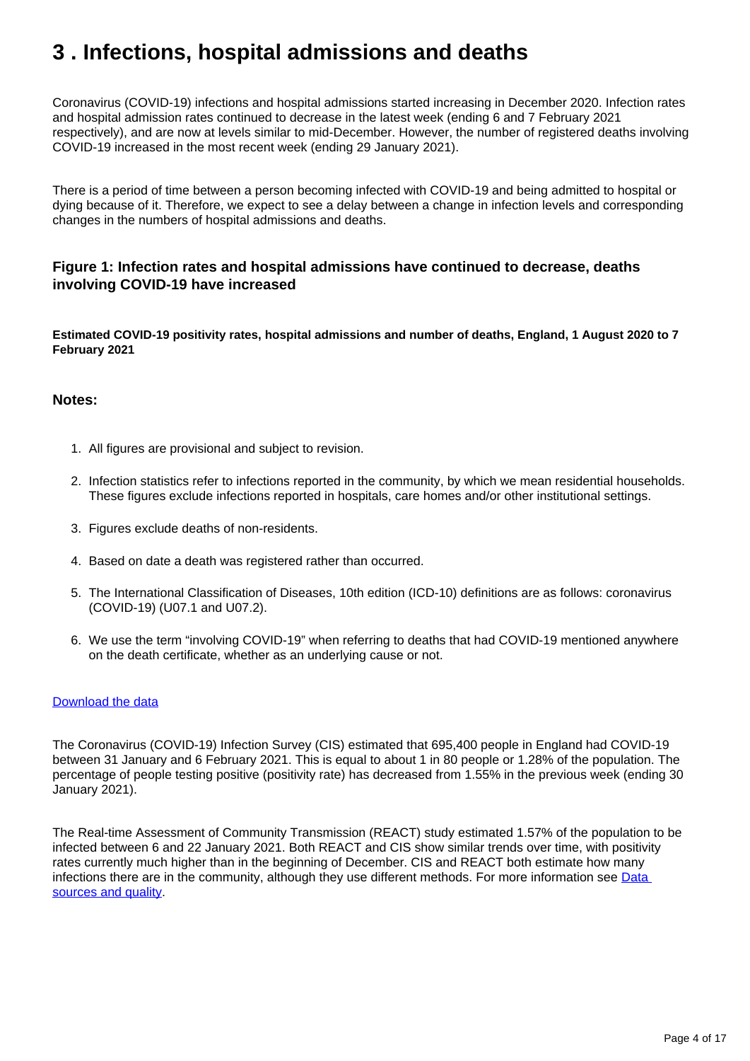# 3 . Infections, hospital admissions and deaths

Coronavirus (COVID-19) infections and hospital admissions started increasing in December 2020. Infection rates and hospital admission rates continued to decrease in the latest week (ending 6 and 7 February 2021 respectively), and are now at levels similar to mid-December. However, the number of registered deaths involving COVID-19 increased in the most recent week (ending 29 January 2021).

There is a period of time between a person becoming infected with COVID-19 and being admitted to hospital or dying because of it. Therefore, we expect to see a delay between a change in infection levels and corresponding changes in the numbers of hospital admissions and deaths.

### Figure 1: Infection rates and hospital admissions have continued to decrease, deaths involving COVID-19 have increased

**Estimated COVID-19 positivity rates, hospital admissions and number of deaths, England, 1 August 2020 to 7 February 2021**

### Notes:

1. All figures are provisional and subject to revision.
2. Infection statistics refer to infections reported in the community, by which we mean residential households. These figures exclude infections reported in hospitals, care homes and/or other institutional settings.
3. Figures exclude deaths of non-residents.
4. Based on date a death was registered rather than occurred.
5. The International Classification of Diseases, 10th edition (ICD-10) definitions are as follows: coronavirus (COVID-19) (U07.1 and U07.2).
6. We use the term "involving COVID-19" when referring to deaths that had COVID-19 mentioned anywhere on the death certificate, whether as an underlying cause or not.

[Download the data]

The Coronavirus (COVID-19) Infection Survey (CIS) estimated that 695,400 people in England had COVID-19 between 31 January and 6 February 2021. This is equal to about 1 in 80 people or 1.28% of the population. The percentage of people testing positive (positivity rate) has decreased from 1.55% in the previous week (ending 30 January 2021).

The Real-time Assessment of Community Transmission (REACT) study estimated 1.57% of the population to be infected between 6 and 22 January 2021. Both REACT and CIS show similar trends over time, with positivity rates currently much higher than in the beginning of December. CIS and REACT both estimate how many infections there are in the community, although they use different methods. For more information see [Data sources and quality].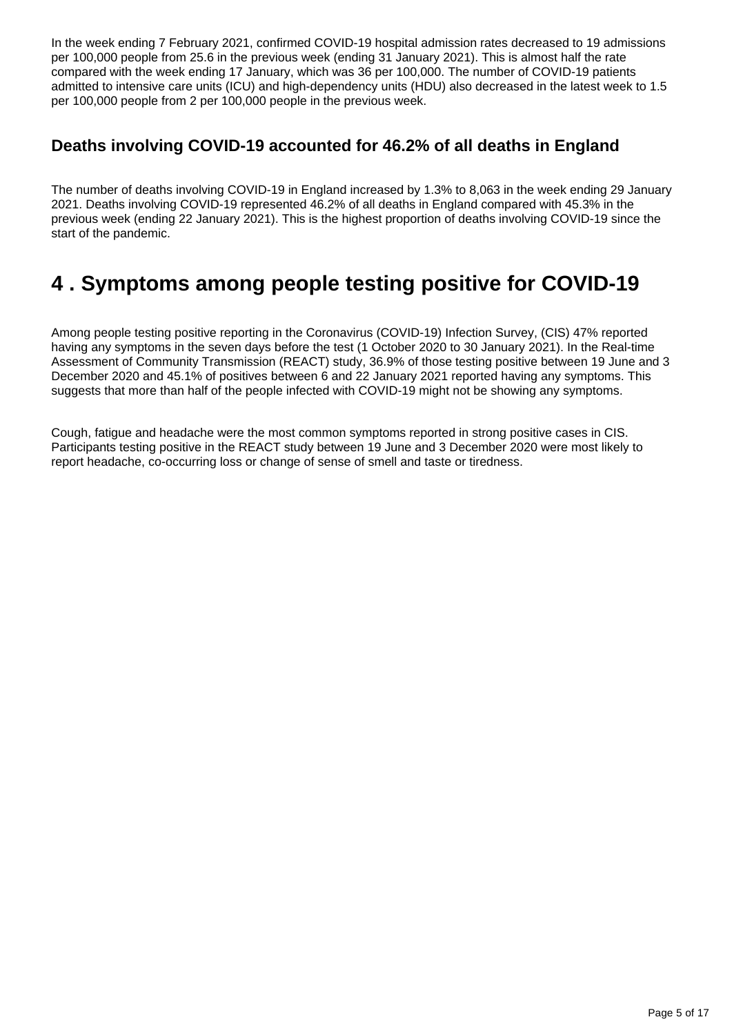In the week ending 7 February 2021, confirmed COVID-19 hospital admission rates decreased to 19 admissions per 100,000 people from 25.6 in the previous week (ending 31 January 2021). This is almost half the rate compared with the week ending 17 January, which was 36 per 100,000. The number of COVID-19 patients admitted to intensive care units (ICU) and high-dependency units (HDU) also decreased in the latest week to 1.5 per 100,000 people from 2 per 100,000 people in the previous week.

### Deaths involving COVID-19 accounted for 46.2% of all deaths in England

The number of deaths involving COVID-19 in England increased by 1.3% to 8,063 in the week ending 29 January 2021. Deaths involving COVID-19 represented 46.2% of all deaths in England compared with 45.3% in the previous week (ending 22 January 2021). This is the highest proportion of deaths involving COVID-19 since the start of the pandemic.

## 4 . Symptoms among people testing positive for COVID-19

Among people testing positive reporting in the Coronavirus (COVID-19) Infection Survey, (CIS) 47% reported having any symptoms in the seven days before the test (1 October 2020 to 30 January 2021). In the Real-time Assessment of Community Transmission (REACT) study, 36.9% of those testing positive between 19 June and 3 December 2020 and 45.1% of positives between 6 and 22 January 2021 reported having any symptoms. This suggests that more than half of the people infected with COVID-19 might not be showing any symptoms.

Cough, fatigue and headache were the most common symptoms reported in strong positive cases in CIS. Participants testing positive in the REACT study between 19 June and 3 December 2020 were most likely to report headache, co-occurring loss or change of sense of smell and taste or tiredness.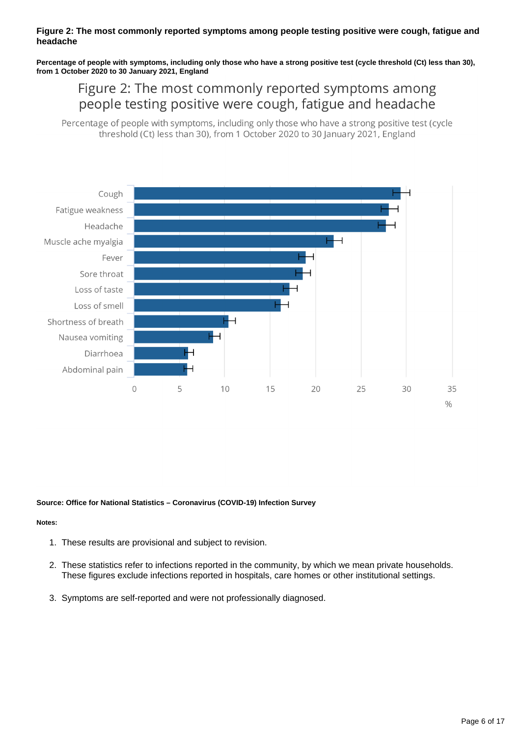**Figure 2: The most commonly reported symptoms among people testing positive were cough, fatigue and headache**

**Percentage of people with symptoms, including only those who have a strong positive test (cycle threshold (Ct) less than 30), from 1 October 2020 to 30 January 2021, England**

Figure 2: The most commonly reported symptoms among people testing positive were cough, fatigue and headache

Percentage of people with symptoms, including only those who have a strong positive test (cycle threshold (Ct) less than 30), from 1 October 2020 to 30 January 2021, England

Cough
Fatigue weakness
Headache
Muscle ache myalgia
Fever
Sore throat
Loss of taste
Loss of smell
Shortness of breath
Nausea vomiting
Diarrhoea
Abdominal pain

0 5 10 15 20 25 30 35
%

**Source: Office for National Statistics – Coronavirus (COVID-19) Infection Survey**

**Notes:**

1. These results are provisional and subject to revision.
2. These statistics refer to infections reported in the community, by which we mean private households. These figures exclude infections reported in hospitals, care homes or other institutional settings.
3. Symptoms are self-reported and were not professionally diagnosed.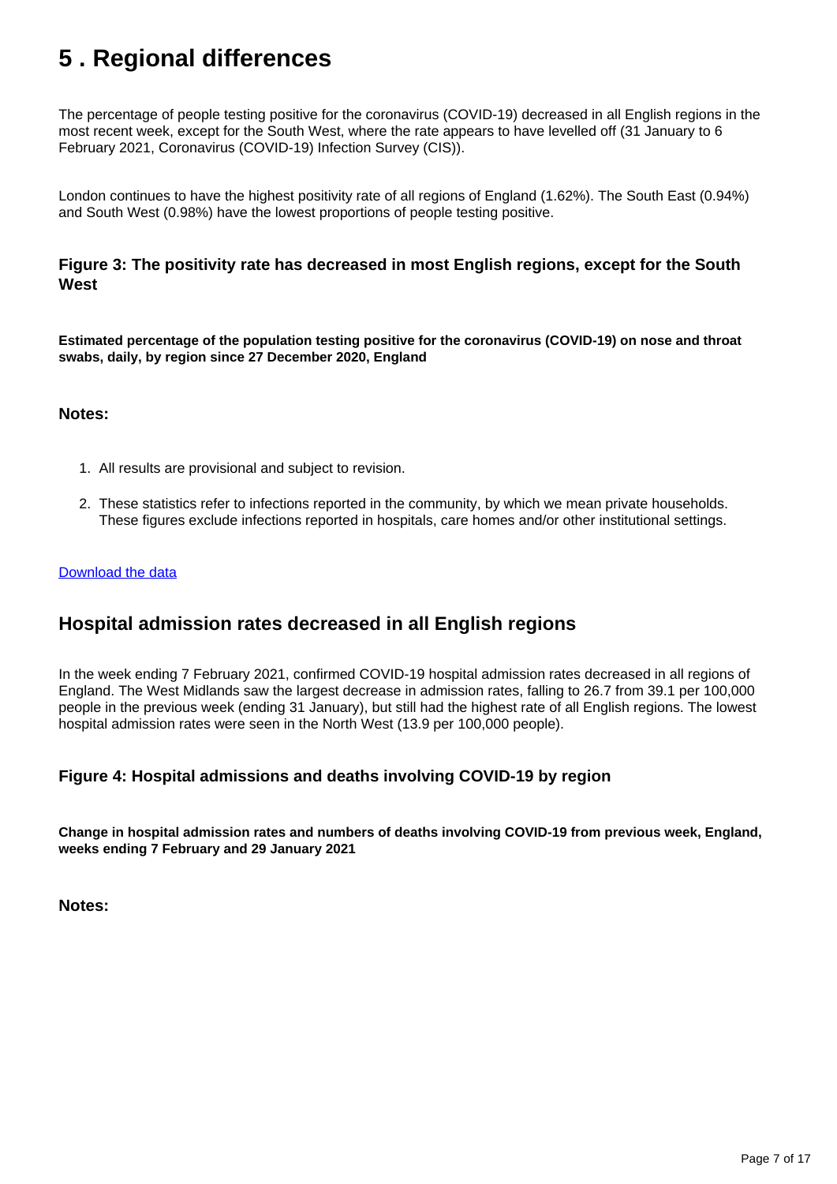# 5 . Regional differences

The percentage of people testing positive for the coronavirus (COVID-19) decreased in all English regions in the most recent week, except for the South West, where the rate appears to have levelled off (31 January to 6 February 2021, Coronavirus (COVID-19) Infection Survey (CIS)).

London continues to have the highest positivity rate of all regions of England (1.62%). The South East (0.94%) and South West (0.98%) have the lowest proportions of people testing positive.

### Figure 3: The positivity rate has decreased in most English regions, except for the South West

**Estimated percentage of the population testing positive for the coronavirus (COVID-19) on nose and throat swabs, daily, by region since 27 December 2020, England**

### Notes:

1. All results are provisional and subject to revision.
2. These statistics refer to infections reported in the community, by which we mean private households. These figures exclude infections reported in hospitals, care homes and/or other institutional settings.

Download the data

## Hospital admission rates decreased in all English regions

In the week ending 7 February 2021, confirmed COVID-19 hospital admission rates decreased in all regions of England. The West Midlands saw the largest decrease in admission rates, falling to 26.7 from 39.1 per 100,000 people in the previous week (ending 31 January), but still had the highest rate of all English regions. The lowest hospital admission rates were seen in the North West (13.9 per 100,000 people).

### Figure 4: Hospital admissions and deaths involving COVID-19 by region

**Change in hospital admission rates and numbers of deaths involving COVID-19 from previous week, England, weeks ending 7 February and 29 January 2021**

### Notes: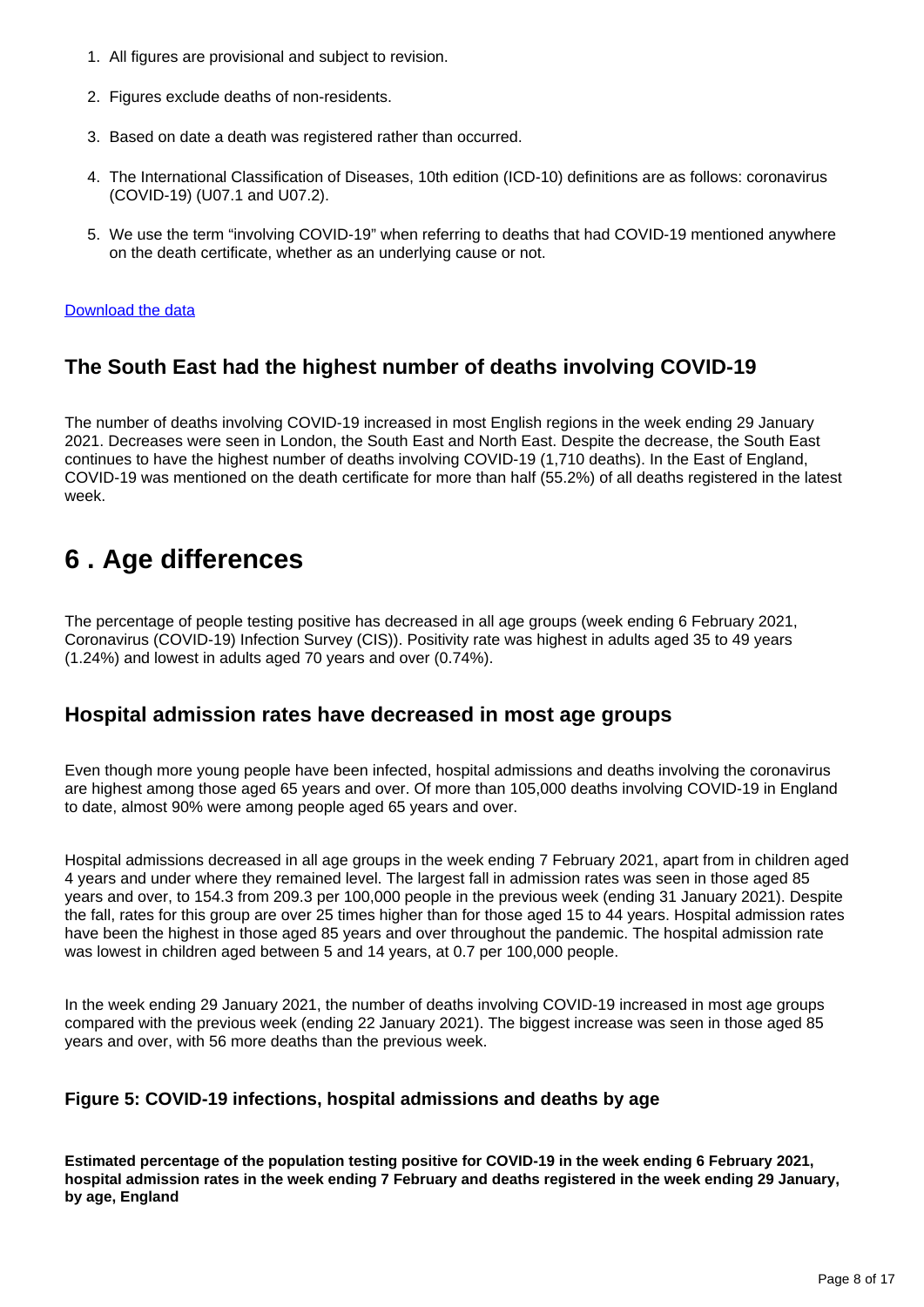1. All figures are provisional and subject to revision.

2. Figures exclude deaths of non-residents.

3. Based on date a death was registered rather than occurred.

4. The International Classification of Diseases, 10th edition (ICD-10) definitions are as follows: coronavirus (COVID-19) (U07.1 and U07.2).

5. We use the term "involving COVID-19" when referring to deaths that had COVID-19 mentioned anywhere on the death certificate, whether as an underlying cause or not.

Download the data

### The South East had the highest number of deaths involving COVID-19

The number of deaths involving COVID-19 increased in most English regions in the week ending 29 January 2021. Decreases were seen in London, the South East and North East. Despite the decrease, the South East continues to have the highest number of deaths involving COVID-19 (1,710 deaths). In the East of England, COVID-19 was mentioned on the death certificate for more than half (55.2%) of all deaths registered in the latest week.

## 6 . Age differences

The percentage of people testing positive has decreased in all age groups (week ending 6 February 2021, Coronavirus (COVID-19) Infection Survey (CIS)). Positivity rate was highest in adults aged 35 to 49 years (1.24%) and lowest in adults aged 70 years and over (0.74%).

### Hospital admission rates have decreased in most age groups

Even though more young people have been infected, hospital admissions and deaths involving the coronavirus are highest among those aged 65 years and over. Of more than 105,000 deaths involving COVID-19 in England to date, almost 90% were among people aged 65 years and over.

Hospital admissions decreased in all age groups in the week ending 7 February 2021, apart from in children aged 4 years and under where they remained level. The largest fall in admission rates was seen in those aged 85 years and over, to 154.3 from 209.3 per 100,000 people in the previous week (ending 31 January 2021). Despite the fall, rates for this group are over 25 times higher than for those aged 15 to 44 years. Hospital admission rates have been the highest in those aged 85 years and over throughout the pandemic. The hospital admission rate was lowest in children aged between 5 and 14 years, at 0.7 per 100,000 people.

In the week ending 29 January 2021, the number of deaths involving COVID-19 increased in most age groups compared with the previous week (ending 22 January 2021). The biggest increase was seen in those aged 85 years and over, with 56 more deaths than the previous week.

#### Figure 5: COVID-19 infections, hospital admissions and deaths by age

**Estimated percentage of the population testing positive for COVID-19 in the week ending 6 February 2021, hospital admission rates in the week ending 7 February and deaths registered in the week ending 29 January, by age, England**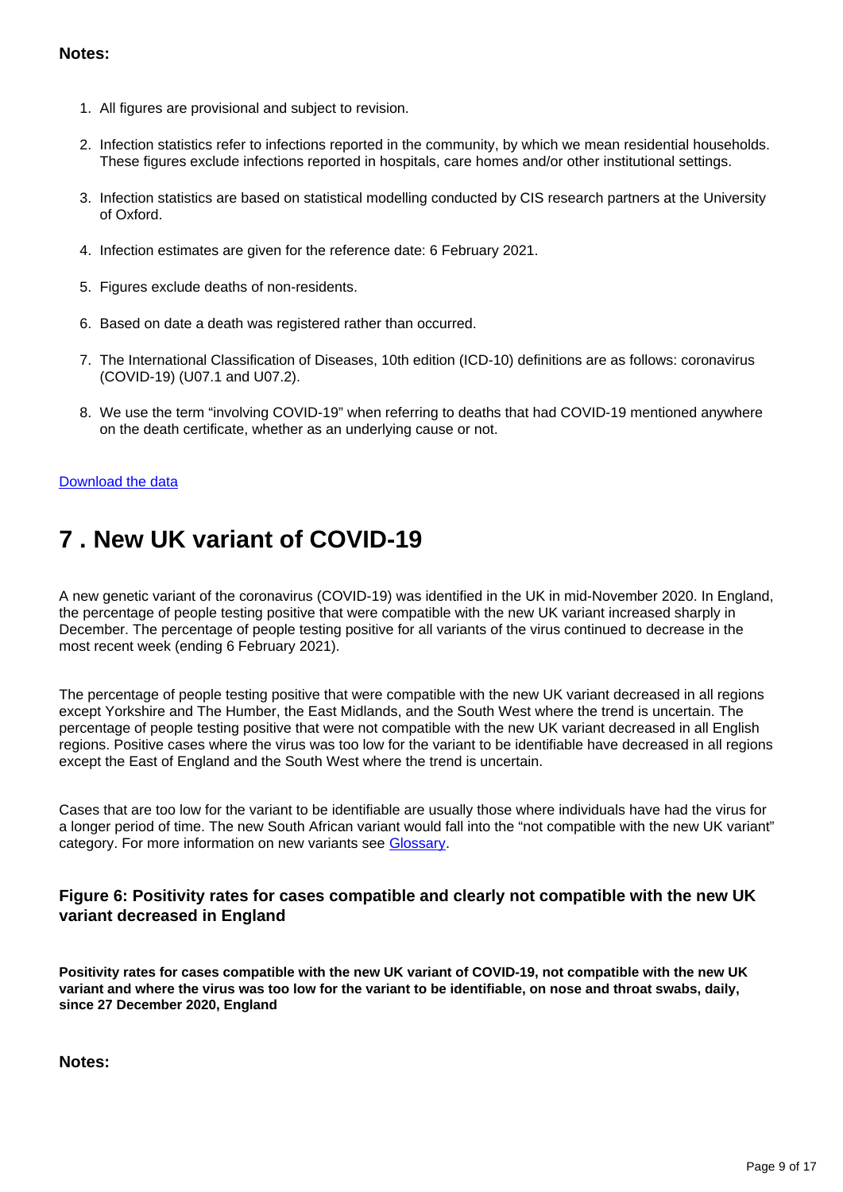**Notes:**

1. All figures are provisional and subject to revision.
2. Infection statistics refer to infections reported in the community, by which we mean residential households. These figures exclude infections reported in hospitals, care homes and/or other institutional settings.
3. Infection statistics are based on statistical modelling conducted by CIS research partners at the University of Oxford.
4. Infection estimates are given for the reference date: 6 February 2021.
5. Figures exclude deaths of non-residents.
6. Based on date a death was registered rather than occurred.
7. The International Classification of Diseases, 10th edition (ICD-10) definitions are as follows: coronavirus (COVID-19) (U07.1 and U07.2).
8. We use the term "involving COVID-19" when referring to deaths that had COVID-19 mentioned anywhere on the death certificate, whether as an underlying cause or not.

Download the data

## 7 . New UK variant of COVID-19

A new genetic variant of the coronavirus (COVID-19) was identified in the UK in mid-November 2020. In England, the percentage of people testing positive that were compatible with the new UK variant increased sharply in December. The percentage of people testing positive for all variants of the virus continued to decrease in the most recent week (ending 6 February 2021).

The percentage of people testing positive that were compatible with the new UK variant decreased in all regions except Yorkshire and The Humber, the East Midlands, and the South West where the trend is uncertain. The percentage of people testing positive that were not compatible with the new UK variant decreased in all English regions. Positive cases where the virus was too low for the variant to be identifiable have decreased in all regions except the East of England and the South West where the trend is uncertain.

Cases that are too low for the variant to be identifiable are usually those where individuals have had the virus for a longer period of time. The new South African variant would fall into the "not compatible with the new UK variant" category. For more information on new variants see Glossary.

### Figure 6: Positivity rates for cases compatible and clearly not compatible with the new UK variant decreased in England

**Positivity rates for cases compatible with the new UK variant of COVID-19, not compatible with the new UK variant and where the virus was too low for the variant to be identifiable, on nose and throat swabs, daily, since 27 December 2020, England**

**Notes:**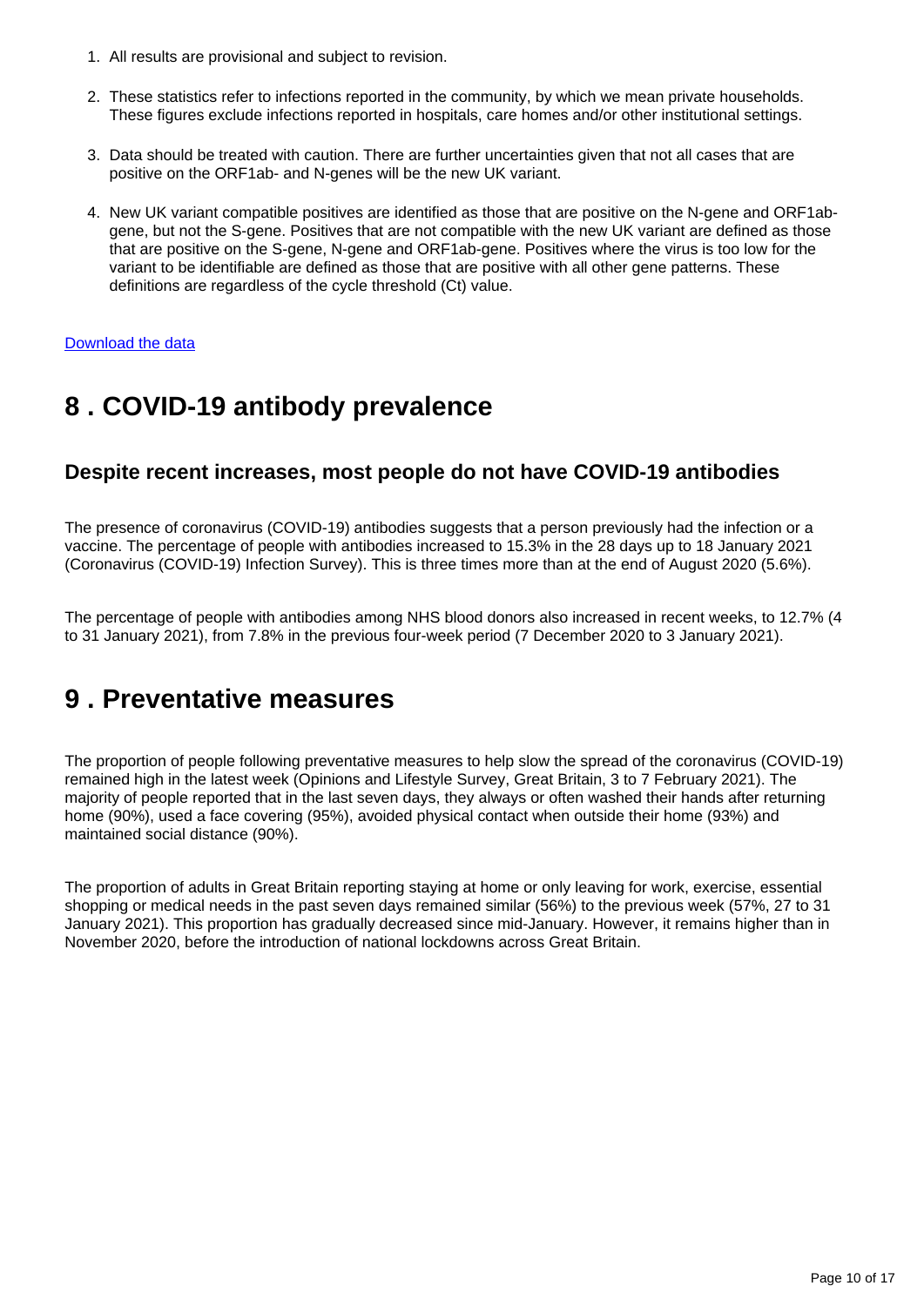1. All results are provisional and subject to revision.
2. These statistics refer to infections reported in the community, by which we mean private households. These figures exclude infections reported in hospitals, care homes and/or other institutional settings.
3. Data should be treated with caution. There are further uncertainties given that not all cases that are positive on the ORF1ab- and N-genes will be the new UK variant.
4. New UK variant compatible positives are identified as those that are positive on the N-gene and ORF1ab-gene, but not the S-gene. Positives that are not compatible with the new UK variant are defined as those that are positive on the S-gene, N-gene and ORF1ab-gene. Positives where the virus is too low for the variant to be identifiable are defined as those that are positive with all other gene patterns. These definitions are regardless of the cycle threshold (Ct) value.

Download the data

## 8 . COVID-19 antibody prevalence

### Despite recent increases, most people do not have COVID-19 antibodies

The presence of coronavirus (COVID-19) antibodies suggests that a person previously had the infection or a vaccine. The percentage of people with antibodies increased to 15.3% in the 28 days up to 18 January 2021 (Coronavirus (COVID-19) Infection Survey). This is three times more than at the end of August 2020 (5.6%).

The percentage of people with antibodies among NHS blood donors also increased in recent weeks, to 12.7% (4 to 31 January 2021), from 7.8% in the previous four-week period (7 December 2020 to 3 January 2021).

## 9 . Preventative measures

The proportion of people following preventative measures to help slow the spread of the coronavirus (COVID-19) remained high in the latest week (Opinions and Lifestyle Survey, Great Britain, 3 to 7 February 2021). The majority of people reported that in the last seven days, they always or often washed their hands after returning home (90%), used a face covering (95%), avoided physical contact when outside their home (93%) and maintained social distance (90%).

The proportion of adults in Great Britain reporting staying at home or only leaving for work, exercise, essential shopping or medical needs in the past seven days remained similar (56%) to the previous week (57%, 27 to 31 January 2021). This proportion has gradually decreased since mid-January. However, it remains higher than in November 2020, before the introduction of national lockdowns across Great Britain.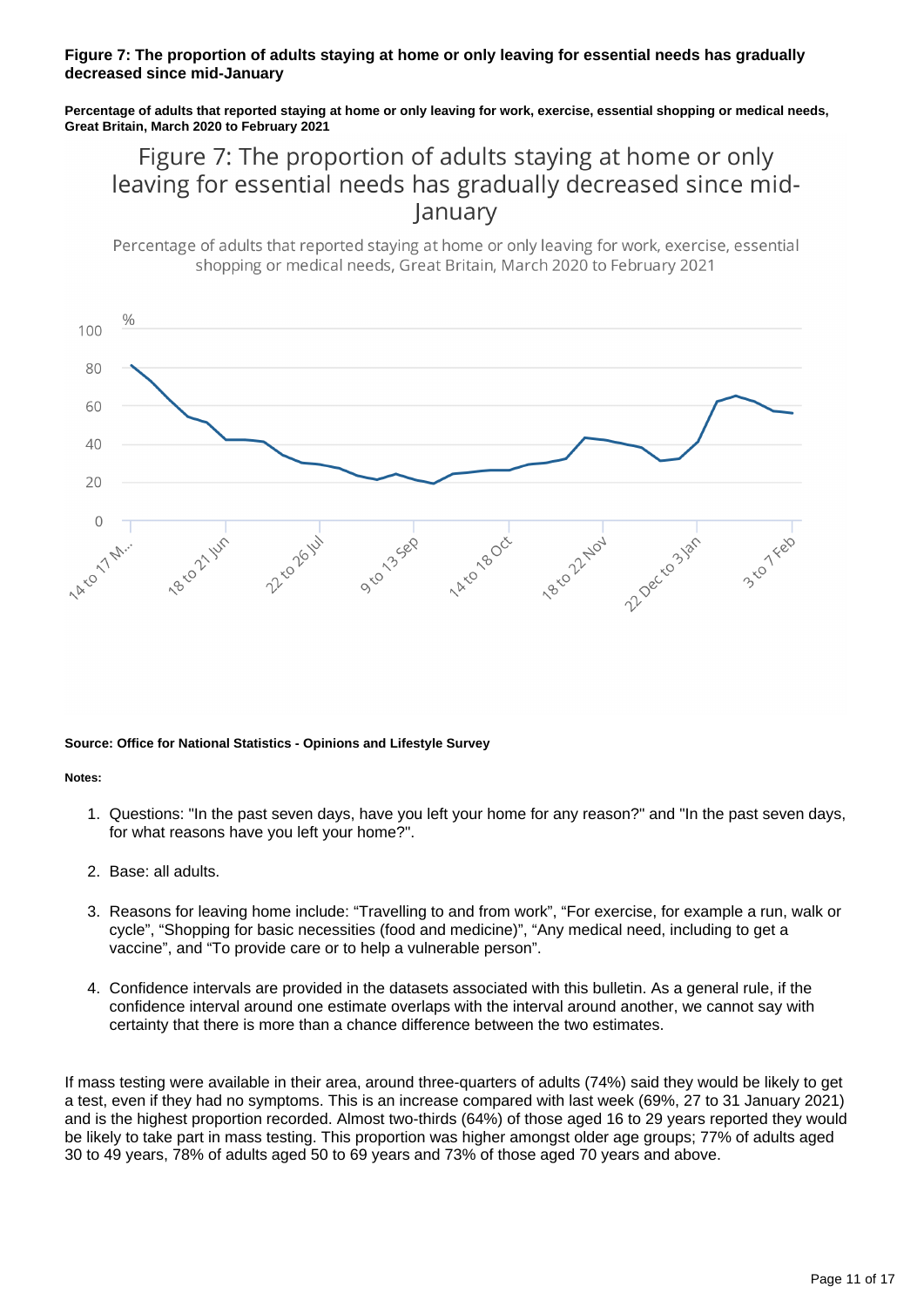**Figure 7: The proportion of adults staying at home or only leaving for essential needs has gradually decreased since mid-January**

**Percentage of adults that reported staying at home or only leaving for work, exercise, essential shopping or medical needs, Great Britain, March 2020 to February 2021**

**Source: Office for National Statistics - Opinions and Lifestyle Survey**

**Notes:**

1. Questions: "In the past seven days, have you left your home for any reason?" and "In the past seven days, for what reasons have you left your home?".
2. Base: all adults.
3. Reasons for leaving home include: "Travelling to and from work", "For exercise, for example a run, walk or cycle", "Shopping for basic necessities (food and medicine)", "Any medical need, including to get a vaccine", and "To provide care or to help a vulnerable person".
4. Confidence intervals are provided in the datasets associated with this bulletin. As a general rule, if the confidence interval around one estimate overlaps with the interval around another, we cannot say with certainty that there is more than a chance difference between the two estimates.

If mass testing were available in their area, around three-quarters of adults (74%) said they would be likely to get a test, even if they had no symptoms. This is an increase compared with last week (69%, 27 to 31 January 2021) and is the highest proportion recorded. Almost two-thirds (64%) of those aged 16 to 29 years reported they would be likely to take part in mass testing. This proportion was higher amongst older age groups; 77% of adults aged 30 to 49 years, 78% of adults aged 50 to 69 years and 73% of those aged 70 years and above.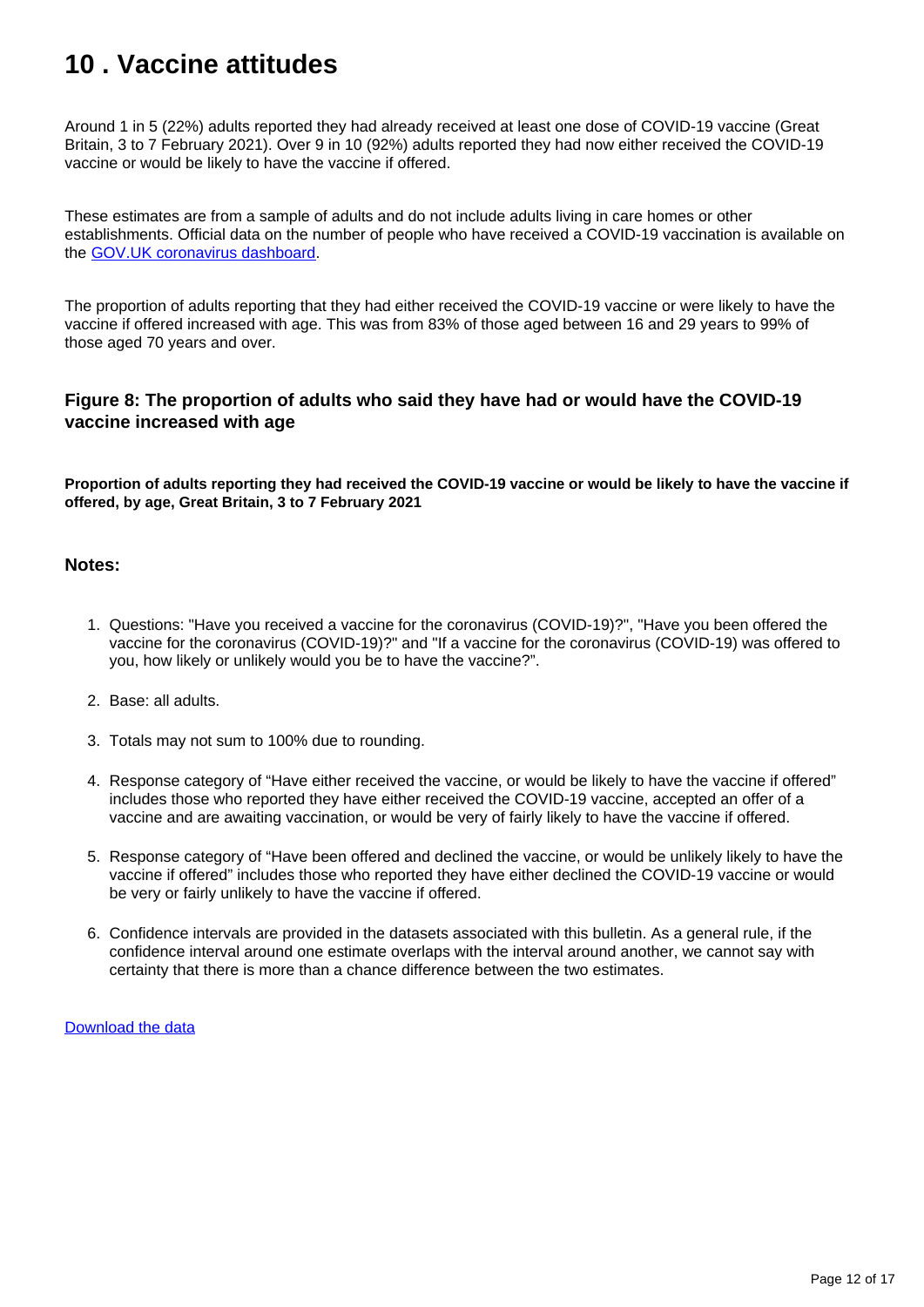# 10 . Vaccine attitudes

Around 1 in 5 (22%) adults reported they had already received at least one dose of COVID-19 vaccine (Great Britain, 3 to 7 February 2021). Over 9 in 10 (92%) adults reported they had now either received the COVID-19 vaccine or would be likely to have the vaccine if offered.

These estimates are from a sample of adults and do not include adults living in care homes or other establishments. Official data on the number of people who have received a COVID-19 vaccination is available on the [GOV.UK coronavirus dashboard](https://coronavirus.data.gov.uk/).

The proportion of adults reporting that they had either received the COVID-19 vaccine or were likely to have the vaccine if offered increased with age. This was from 83% of those aged between 16 and 29 years to 99% of those aged 70 years and over.

### Figure 8: The proportion of adults who said they have had or would have the COVID-19 vaccine increased with age

**Proportion of adults reporting they had received the COVID-19 vaccine or would be likely to have the vaccine if offered, by age, Great Britain, 3 to 7 February 2021**

### Notes:

1. Questions: "Have you received a vaccine for the coronavirus (COVID-19)?", "Have you been offered the vaccine for the coronavirus (COVID-19)?" and "If a vaccine for the coronavirus (COVID-19) was offered to you, how likely or unlikely would you be to have the vaccine?".
2. Base: all adults.
3. Totals may not sum to 100% due to rounding.
4. Response category of "Have either received the vaccine, or would be likely to have the vaccine if offered" includes those who reported they have either received the COVID-19 vaccine, accepted an offer of a vaccine and are awaiting vaccination, or would be very of fairly likely to have the vaccine if offered.
5. Response category of "Have been offered and declined the vaccine, or would be unlikely likely to have the vaccine if offered" includes those who reported they have either declined the COVID-19 vaccine or would be very or fairly unlikely to have the vaccine if offered.
6. Confidence intervals are provided in the datasets associated with this bulletin. As a general rule, if the confidence interval around one estimate overlaps with the interval around another, we cannot say with certainty that there is more than a chance difference between the two estimates.

Download the data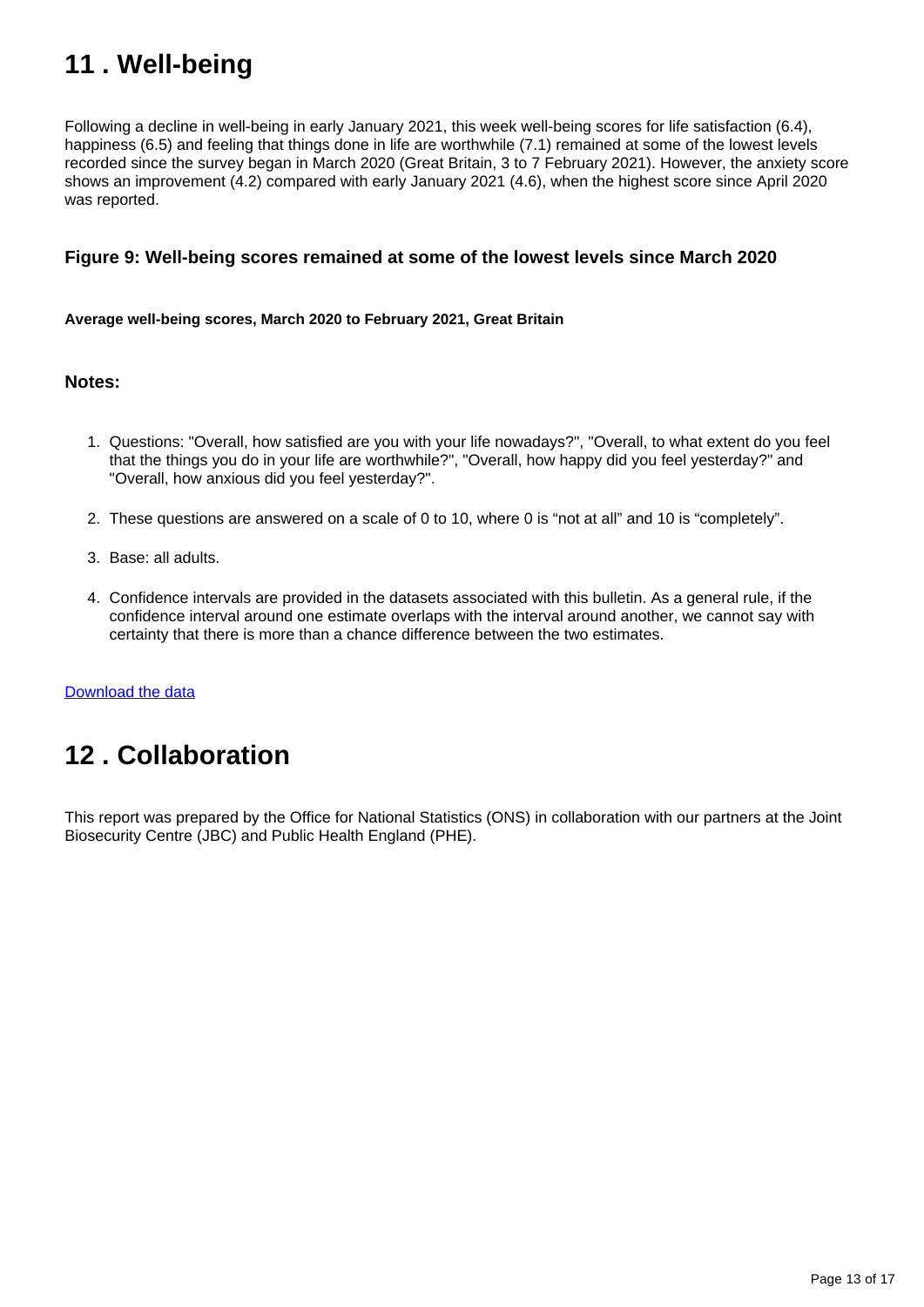## 11 . Well-being

Following a decline in well-being in early January 2021, this week well-being scores for life satisfaction (6.4), happiness (6.5) and feeling that things done in life are worthwhile (7.1) remained at some of the lowest levels recorded since the survey began in March 2020 (Great Britain, 3 to 7 February 2021). However, the anxiety score shows an improvement (4.2) compared with early January 2021 (4.6), when the highest score since April 2020 was reported.

### Figure 9: Well-being scores remained at some of the lowest levels since March 2020

**Average well-being scores, March 2020 to February 2021, Great Britain**

#### Notes:

1. Questions: "Overall, how satisfied are you with your life nowadays?", "Overall, to what extent do you feel that the things you do in your life are worthwhile?", "Overall, how happy did you feel yesterday?" and "Overall, how anxious did you feel yesterday?".

2. These questions are answered on a scale of 0 to 10, where 0 is "not at all" and 10 is "completely".

3. Base: all adults.

4. Confidence intervals are provided in the datasets associated with this bulletin. As a general rule, if the confidence interval around one estimate overlaps with the interval around another, we cannot say with certainty that there is more than a chance difference between the two estimates.

Download the data

## 12 . Collaboration

This report was prepared by the Office for National Statistics (ONS) in collaboration with our partners at the Joint Biosecurity Centre (JBC) and Public Health England (PHE).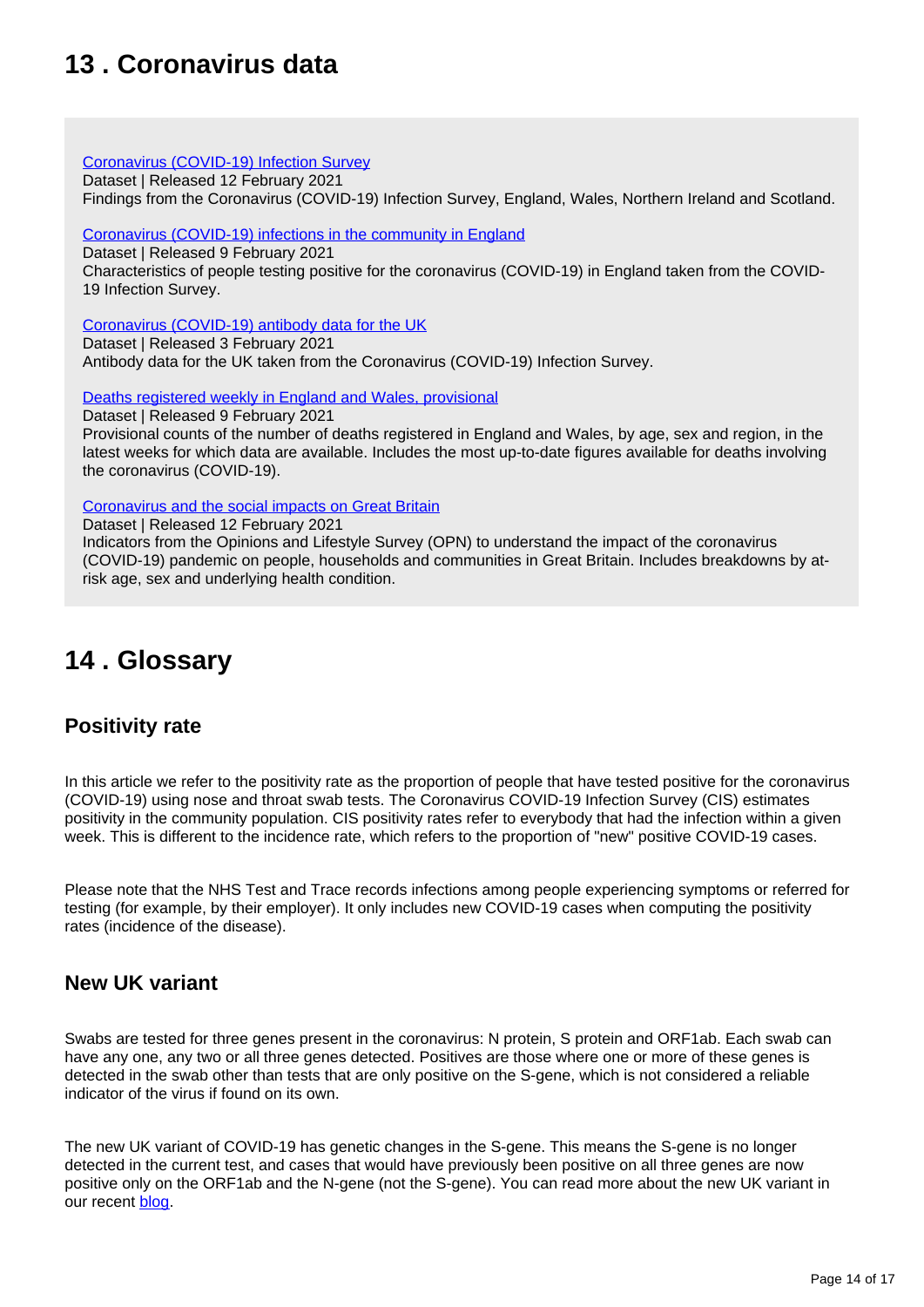## 13 . Coronavirus data

[Coronavirus (COVID-19) Infection Survey](#)
Dataset | Released 12 February 2021
Findings from the Coronavirus (COVID-19) Infection Survey, England, Wales, Northern Ireland and Scotland.

[Coronavirus (COVID-19) infections in the community in England](#)
Dataset | Released 9 February 2021
Characteristics of people testing positive for the coronavirus (COVID-19) in England taken from the COVID-19 Infection Survey.

[Coronavirus (COVID-19) antibody data for the UK](#)
Dataset | Released 3 February 2021
Antibody data for the UK taken from the Coronavirus (COVID-19) Infection Survey.

[Deaths registered weekly in England and Wales, provisional](#)
Dataset | Released 9 February 2021
Provisional counts of the number of deaths registered in England and Wales, by age, sex and region, in the latest weeks for which data are available. Includes the most up-to-date figures available for deaths involving the coronavirus (COVID-19).

[Coronavirus and the social impacts on Great Britain](#)
Dataset | Released 12 February 2021
Indicators from the Opinions and Lifestyle Survey (OPN) to understand the impact of the coronavirus (COVID-19) pandemic on people, households and communities in Great Britain. Includes breakdowns by at-risk age, sex and underlying health condition.

## 14 . Glossary

### Positivity rate

In this article we refer to the positivity rate as the proportion of people that have tested positive for the coronavirus (COVID-19) using nose and throat swab tests. The Coronavirus COVID-19 Infection Survey (CIS) estimates positivity in the community population. CIS positivity rates refer to everybody that had the infection within a given week. This is different to the incidence rate, which refers to the proportion of "new" positive COVID-19 cases.

Please note that the NHS Test and Trace records infections among people experiencing symptoms or referred for testing (for example, by their employer). It only includes new COVID-19 cases when computing the positivity rates (incidence of the disease).

### New UK variant

Swabs are tested for three genes present in the coronavirus: N protein, S protein and ORF1ab. Each swab can have any one, any two or all three genes detected. Positives are those where one or more of these genes is detected in the swab other than tests that are only positive on the S-gene, which is not considered a reliable indicator of the virus if found on its own.

The new UK variant of COVID-19 has genetic changes in the S-gene. This means the S-gene is no longer detected in the current test, and cases that would have previously been positive on all three genes are now positive only on the ORF1ab and the N-gene (not the S-gene). You can read more about the new UK variant in our recent [blog](#).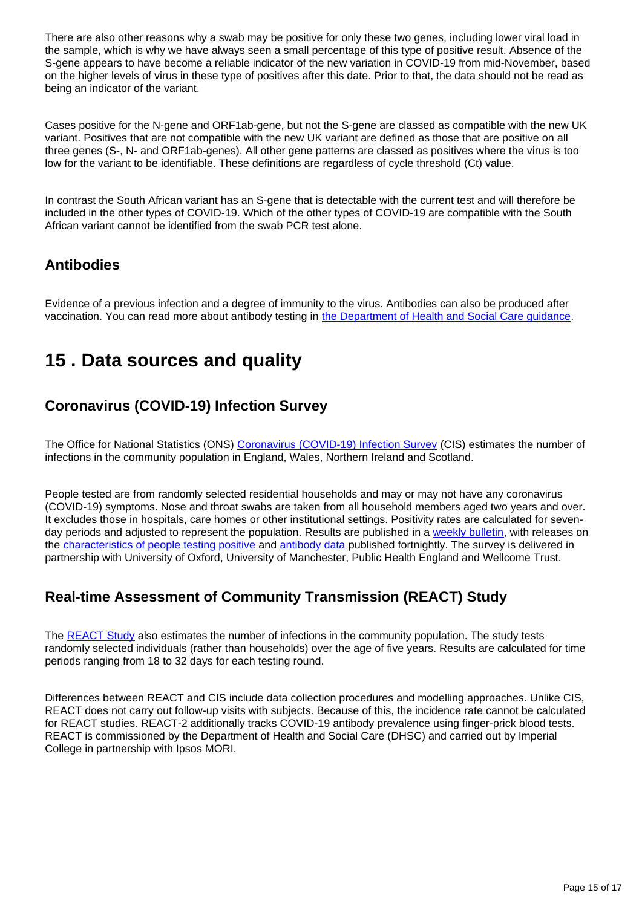There are also other reasons why a swab may be positive for only these two genes, including lower viral load in the sample, which is why we have always seen a small percentage of this type of positive result. Absence of the S-gene appears to have become a reliable indicator of the new variation in COVID-19 from mid-November, based on the higher levels of virus in these type of positives after this date. Prior to that, the data should not be read as being an indicator of the variant.

Cases positive for the N-gene and ORF1ab-gene, but not the S-gene are classed as compatible with the new UK variant. Positives that are not compatible with the new UK variant are defined as those that are positive on all three genes (S-, N- and ORF1ab-genes). All other gene patterns are classed as positives where the virus is too low for the variant to be identifiable. These definitions are regardless of cycle threshold (Ct) value.

In contrast the South African variant has an S-gene that is detectable with the current test and will therefore be included in the other types of COVID-19. Which of the other types of COVID-19 are compatible with the South African variant cannot be identified from the swab PCR test alone.

### Antibodies

Evidence of a previous infection and a degree of immunity to the virus. Antibodies can also be produced after vaccination. You can read more about antibody testing in the Department of Health and Social Care guidance.

## 15 . Data sources and quality

### Coronavirus (COVID-19) Infection Survey

The Office for National Statistics (ONS) Coronavirus (COVID-19) Infection Survey (CIS) estimates the number of infections in the community population in England, Wales, Northern Ireland and Scotland.

People tested are from randomly selected residential households and may or may not have any coronavirus (COVID-19) symptoms. Nose and throat swabs are taken from all household members aged two years and over. It excludes those in hospitals, care homes or other institutional settings. Positivity rates are calculated for seven-day periods and adjusted to represent the population. Results are published in a weekly bulletin, with releases on the characteristics of people testing positive and antibody data published fortnightly. The survey is delivered in partnership with University of Oxford, University of Manchester, Public Health England and Wellcome Trust.

### Real-time Assessment of Community Transmission (REACT) Study

The REACT Study also estimates the number of infections in the community population. The study tests randomly selected individuals (rather than households) over the age of five years. Results are calculated for time periods ranging from 18 to 32 days for each testing round.

Differences between REACT and CIS include data collection procedures and modelling approaches. Unlike CIS, REACT does not carry out follow-up visits with subjects. Because of this, the incidence rate cannot be calculated for REACT studies. REACT-2 additionally tracks COVID-19 antibody prevalence using finger-prick blood tests. REACT is commissioned by the Department of Health and Social Care (DHSC) and carried out by Imperial College in partnership with Ipsos MORI.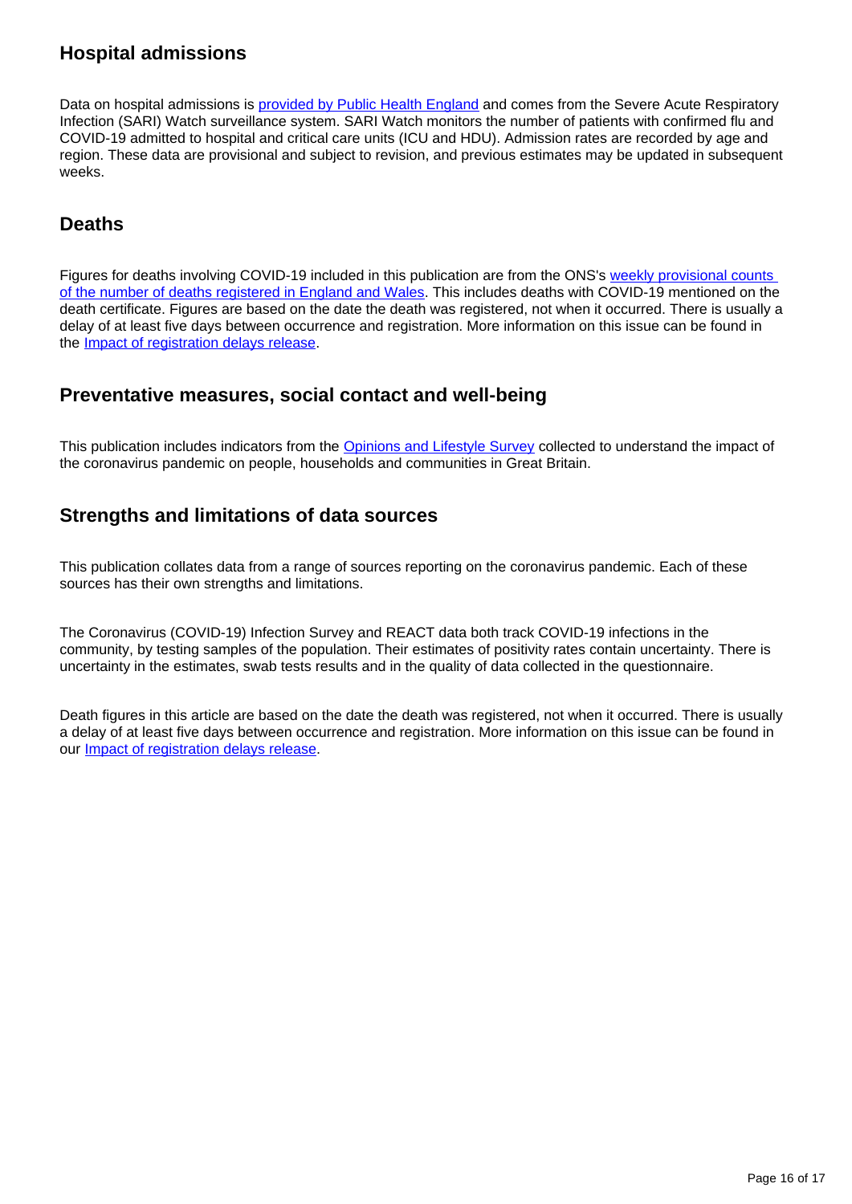## Hospital admissions

Data on hospital admissions is [provided by Public Health England](#) and comes from the Severe Acute Respiratory Infection (SARI) Watch surveillance system. SARI Watch monitors the number of patients with confirmed flu and COVID-19 admitted to hospital and critical care units (ICU and HDU). Admission rates are recorded by age and region. These data are provisional and subject to revision, and previous estimates may be updated in subsequent weeks.

## Deaths

Figures for deaths involving COVID-19 included in this publication are from the ONS's [weekly provisional counts of the number of deaths registered in England and Wales](#). This includes deaths with COVID-19 mentioned on the death certificate. Figures are based on the date the death was registered, not when it occurred. There is usually a delay of at least five days between occurrence and registration. More information on this issue can be found in the [Impact of registration delays release](#).

## Preventative measures, social contact and well-being

This publication includes indicators from the [Opinions and Lifestyle Survey](#) collected to understand the impact of the coronavirus pandemic on people, households and communities in Great Britain.

## Strengths and limitations of data sources

This publication collates data from a range of sources reporting on the coronavirus pandemic. Each of these sources has their own strengths and limitations.

The Coronavirus (COVID-19) Infection Survey and REACT data both track COVID-19 infections in the community, by testing samples of the population. Their estimates of positivity rates contain uncertainty. There is uncertainty in the estimates, swab tests results and in the quality of data collected in the questionnaire.

Death figures in this article are based on the date the death was registered, not when it occurred. There is usually a delay of at least five days between occurrence and registration. More information on this issue can be found in our [Impact of registration delays release](#).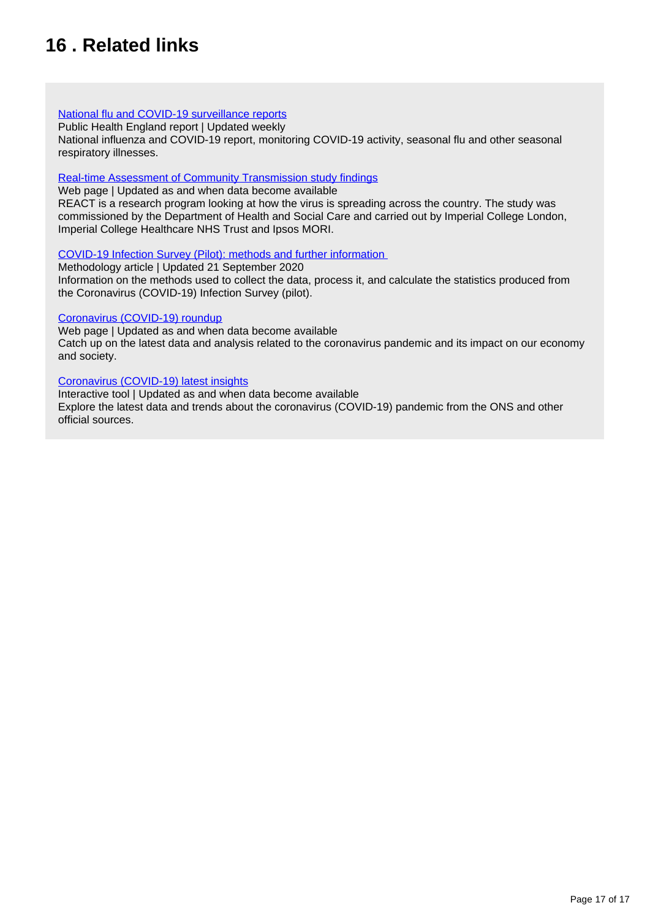## 16 . Related links

[National flu and COVID-19 surveillance reports]
Public Health England report | Updated weekly
National influenza and COVID-19 report, monitoring COVID-19 activity, seasonal flu and other seasonal respiratory illnesses.

[Real-time Assessment of Community Transmission study findings]
Web page | Updated as and when data become available
REACT is a research program looking at how the virus is spreading across the country. The study was commissioned by the Department of Health and Social Care and carried out by Imperial College London, Imperial College Healthcare NHS Trust and Ipsos MORI.

[COVID-19 Infection Survey (Pilot): methods and further information]
Methodology article | Updated 21 September 2020
Information on the methods used to collect the data, process it, and calculate the statistics produced from the Coronavirus (COVID-19) Infection Survey (pilot).

[Coronavirus (COVID-19) roundup]
Web page | Updated as and when data become available
Catch up on the latest data and analysis related to the coronavirus pandemic and its impact on our economy and society.

[Coronavirus (COVID-19) latest insights]
Interactive tool | Updated as and when data become available
Explore the latest data and trends about the coronavirus (COVID-19) pandemic from the ONS and other official sources.